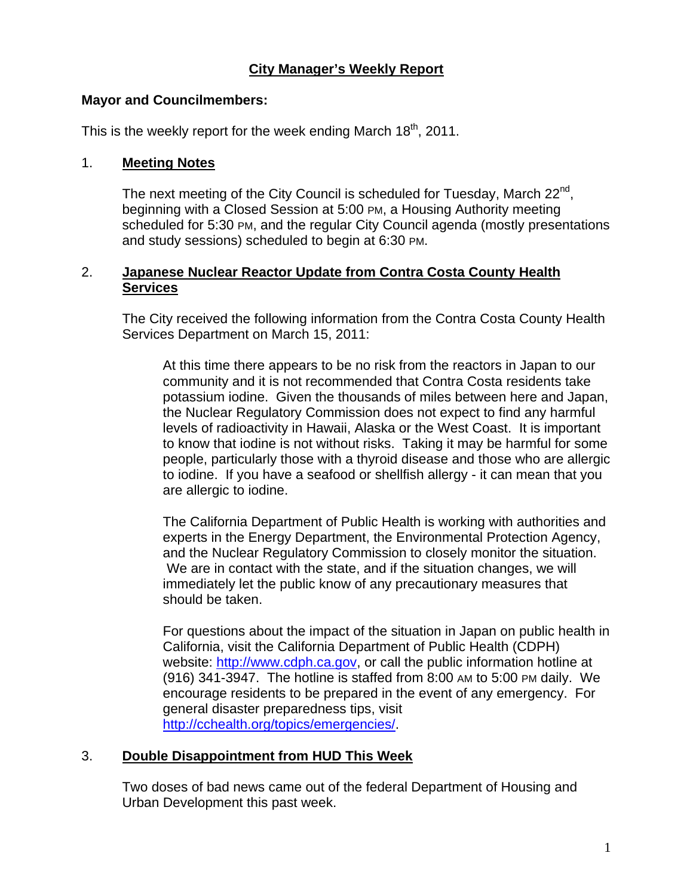# City Manager's Weekly Report

**Mayor and Councilmembers:**

This is the weekly report for the week ending March 18th, 2011.

## 1. Meeting Notes

The next meeting of the City Council is scheduled for Tuesday, March 22nd, beginning with a Closed Session at 5:00 PM, a Housing Authority meeting scheduled for 5:30 PM, and the regular City Council agenda (mostly presentations and study sessions) scheduled to begin at 6:30 PM.

## 2. Japanese Nuclear Reactor Update from Contra Costa County Health Services

The City received the following information from the Contra Costa County Health Services Department on March 15, 2011:

> At this time there appears to be no risk from the reactors in Japan to our community and it is not recommended that Contra Costa residents take potassium iodine. Given the thousands of miles between here and Japan, the Nuclear Regulatory Commission does not expect to find any harmful levels of radioactivity in Hawaii, Alaska or the West Coast. It is important to know that iodine is not without risks. Taking it may be harmful for some people, particularly those with a thyroid disease and those who are allergic to iodine. If you have a seafood or shellfish allergy - it can mean that you are allergic to iodine.
>
> The California Department of Public Health is working with authorities and experts in the Energy Department, the Environmental Protection Agency, and the Nuclear Regulatory Commission to closely monitor the situation. We are in contact with the state, and if the situation changes, we will immediately let the public know of any precautionary measures that should be taken.
>
> For questions about the impact of the situation in Japan on public health in California, visit the California Department of Public Health (CDPH) website: http://www.cdph.ca.gov, or call the public information hotline at (916) 341-3947. The hotline is staffed from 8:00 AM to 5:00 PM daily. We encourage residents to be prepared in the event of any emergency. For general disaster preparedness tips, visit http://cchealth.org/topics/emergencies/.

## 3. Double Disappointment from HUD This Week

Two doses of bad news came out of the federal Department of Housing and Urban Development this past week.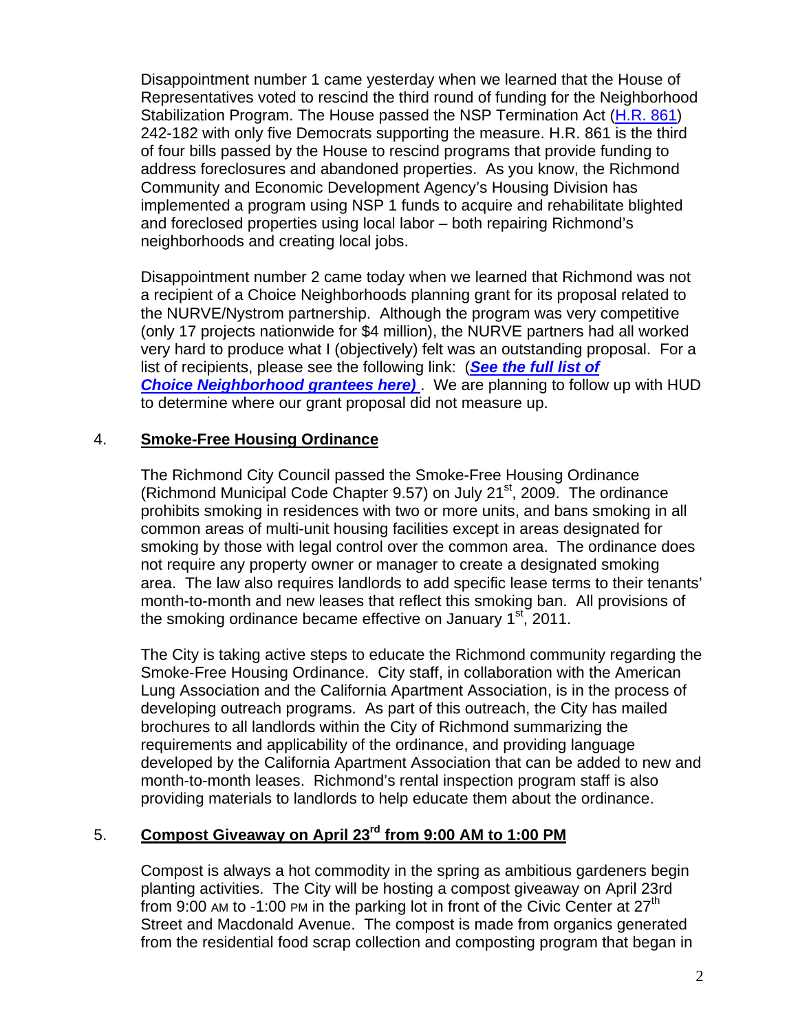Disappointment number 1 came yesterday when we learned that the House of Representatives voted to rescind the third round of funding for the Neighborhood Stabilization Program. The House passed the NSP Termination Act (H.R. 861) 242-182 with only five Democrats supporting the measure. H.R. 861 is the third of four bills passed by the House to rescind programs that provide funding to address foreclosures and abandoned properties. As you know, the Richmond Community and Economic Development Agency's Housing Division has implemented a program using NSP 1 funds to acquire and rehabilitate blighted and foreclosed properties using local labor – both repairing Richmond's neighborhoods and creating local jobs.

Disappointment number 2 came today when we learned that Richmond was not a recipient of a Choice Neighborhoods planning grant for its proposal related to the NURVE/Nystrom partnership. Although the program was very competitive (only 17 projects nationwide for $4 million), the NURVE partners had all worked very hard to produce what I (objectively) felt was an outstanding proposal. For a list of recipients, please see the following link: (***See the full list of Choice Neighborhood grantees here)*** . We are planning to follow up with HUD to determine where our grant proposal did not measure up.

## 4. Smoke-Free Housing Ordinance

The Richmond City Council passed the Smoke-Free Housing Ordinance (Richmond Municipal Code Chapter 9.57) on July 21st, 2009. The ordinance prohibits smoking in residences with two or more units, and bans smoking in all common areas of multi-unit housing facilities except in areas designated for smoking by those with legal control over the common area. The ordinance does not require any property owner or manager to create a designated smoking area. The law also requires landlords to add specific lease terms to their tenants' month-to-month and new leases that reflect this smoking ban. All provisions of the smoking ordinance became effective on January 1st, 2011.

The City is taking active steps to educate the Richmond community regarding the Smoke-Free Housing Ordinance. City staff, in collaboration with the American Lung Association and the California Apartment Association, is in the process of developing outreach programs. As part of this outreach, the City has mailed brochures to all landlords within the City of Richmond summarizing the requirements and applicability of the ordinance, and providing language developed by the California Apartment Association that can be added to new and month-to-month leases. Richmond's rental inspection program staff is also providing materials to landlords to help educate them about the ordinance.

## 5. Compost Giveaway on April 23rd from 9:00 AM to 1:00 PM

Compost is always a hot commodity in the spring as ambitious gardeners begin planting activities. The City will be hosting a compost giveaway on April 23rd from 9:00 AM to -1:00 PM in the parking lot in front of the Civic Center at 27th Street and Macdonald Avenue. The compost is made from organics generated from the residential food scrap collection and composting program that began in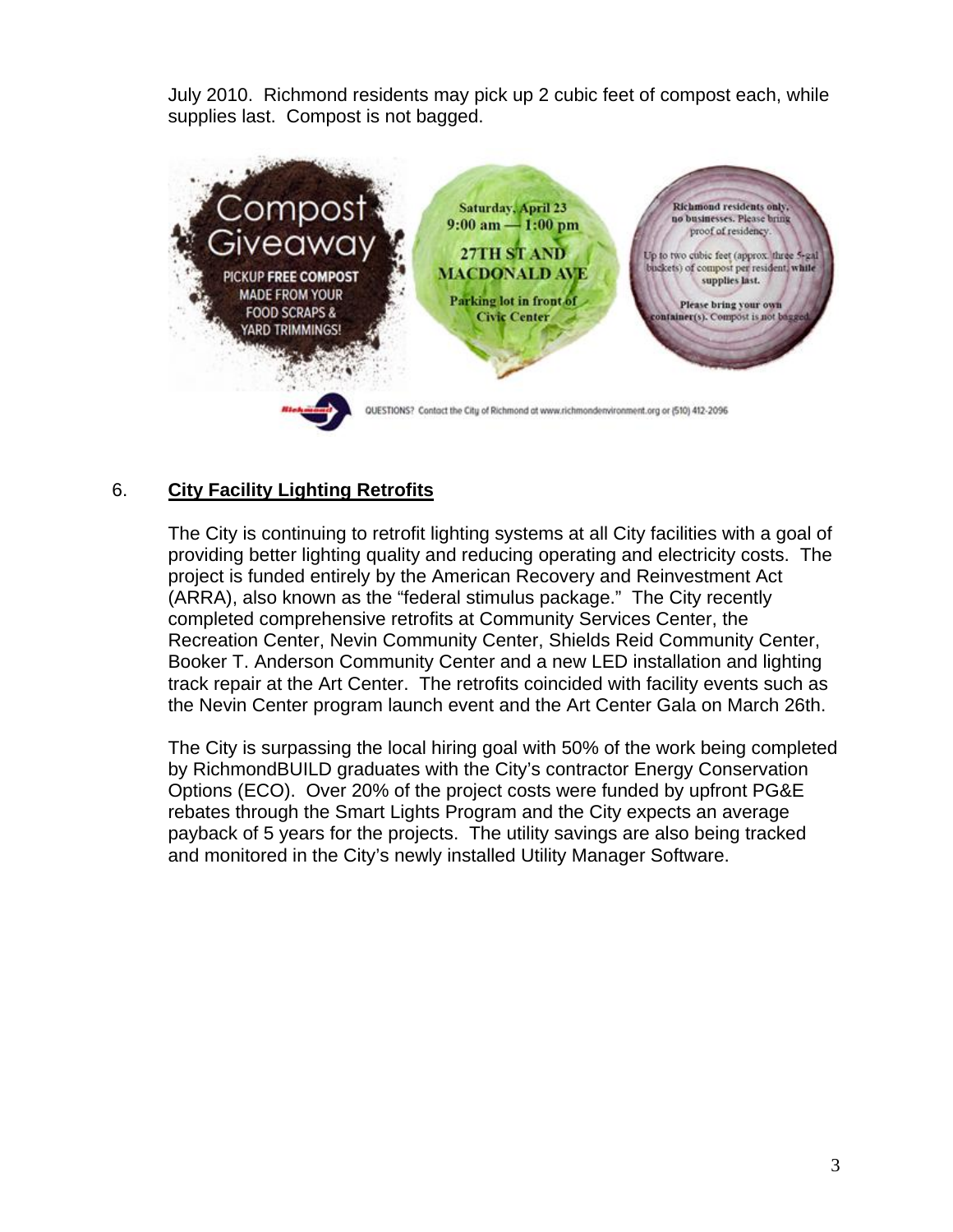July 2010. Richmond residents may pick up 2 cubic feet of compost each, while supplies last. Compost is not bagged.

Compost Giveaway

PICKUP FREE COMPOST MADE FROM YOUR FOOD SCRAPS & YARD TRIMMINGS!

Saturday, April 23
9:00 am — 1:00 pm

27TH ST AND MACDONALD AVE

Parking lot in front of Civic Center

Richmond residents only, no businesses. Please bring proof of residency.

Up to two cubic feet (approx. three 5-gal buckets) of compost per resident, while supplies last.

Please bring your own container(s). Compost is not bagged.

QUESTIONS? Contact the City of Richmond at www.richmondenvironment.org or (510) 412-2096

## 6. City Facility Lighting Retrofits

The City is continuing to retrofit lighting systems at all City facilities with a goal of providing better lighting quality and reducing operating and electricity costs. The project is funded entirely by the American Recovery and Reinvestment Act (ARRA), also known as the "federal stimulus package." The City recently completed comprehensive retrofits at Community Services Center, the Recreation Center, Nevin Community Center, Shields Reid Community Center, Booker T. Anderson Community Center and a new LED installation and lighting track repair at the Art Center. The retrofits coincided with facility events such as the Nevin Center program launch event and the Art Center Gala on March 26th.

The City is surpassing the local hiring goal with 50% of the work being completed by RichmondBUILD graduates with the City's contractor Energy Conservation Options (ECO). Over 20% of the project costs were funded by upfront PG&E rebates through the Smart Lights Program and the City expects an average payback of 5 years for the projects. The utility savings are also being tracked and monitored in the City's newly installed Utility Manager Software.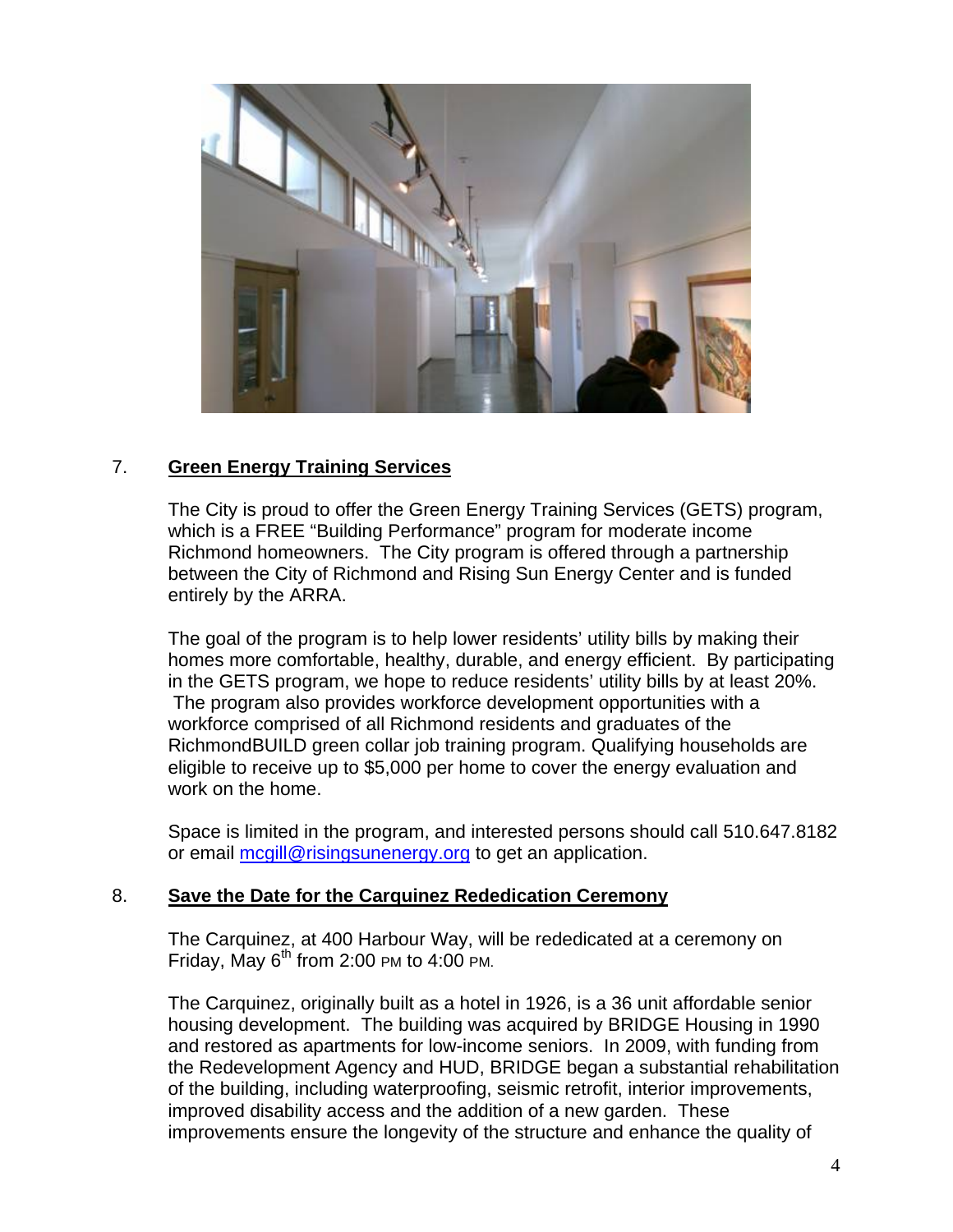7. **Green Energy Training Services**

The City is proud to offer the Green Energy Training Services (GETS) program, which is a FREE "Building Performance" program for moderate income Richmond homeowners. The City program is offered through a partnership between the City of Richmond and Rising Sun Energy Center and is funded entirely by the ARRA.

The goal of the program is to help lower residents' utility bills by making their homes more comfortable, healthy, durable, and energy efficient. By participating in the GETS program, we hope to reduce residents' utility bills by at least 20%. The program also provides workforce development opportunities with a workforce comprised of all Richmond residents and graduates of the RichmondBUILD green collar job training program. Qualifying households are eligible to receive up to $5,000 per home to cover the energy evaluation and work on the home.

Space is limited in the program, and interested persons should call 510.647.8182 or email mcgill@risingsunenergy.org to get an application.

8. **Save the Date for the Carquinez Rededication Ceremony**

The Carquinez, at 400 Harbour Way, will be rededicated at a ceremony on Friday, May 6th from 2:00 PM to 4:00 PM.

The Carquinez, originally built as a hotel in 1926, is a 36 unit affordable senior housing development. The building was acquired by BRIDGE Housing in 1990 and restored as apartments for low-income seniors. In 2009, with funding from the Redevelopment Agency and HUD, BRIDGE began a substantial rehabilitation of the building, including waterproofing, seismic retrofit, interior improvements, improved disability access and the addition of a new garden. These improvements ensure the longevity of the structure and enhance the quality of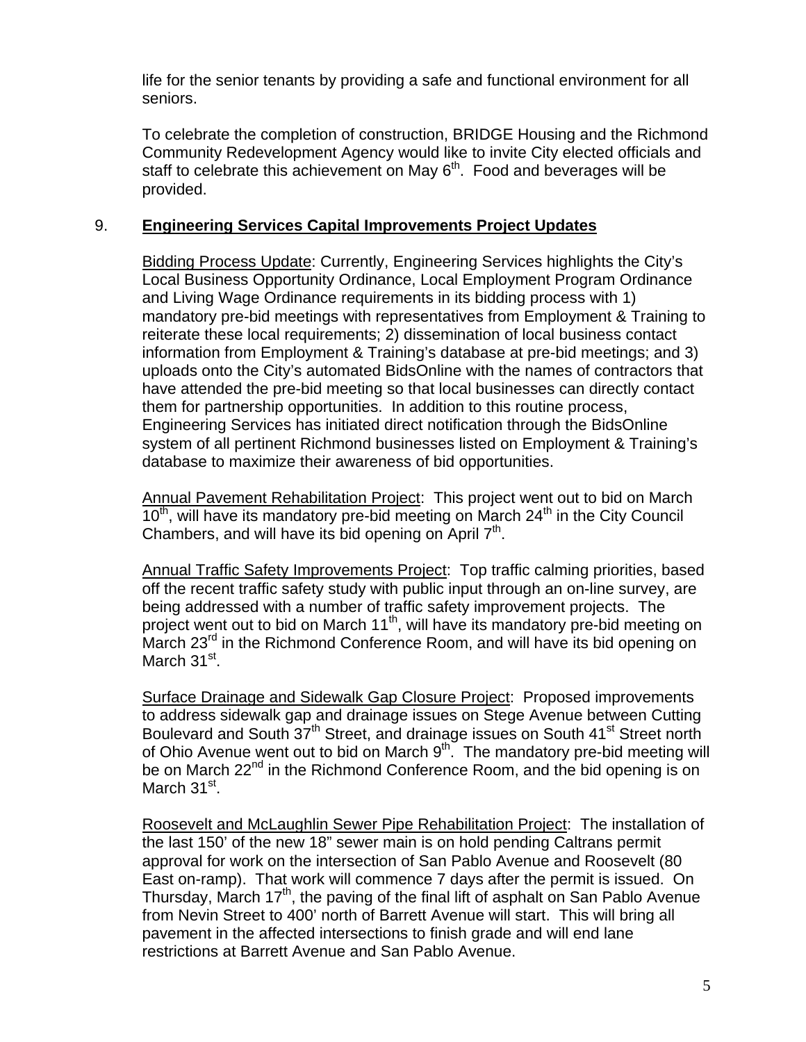life for the senior tenants by providing a safe and functional environment for all seniors.

To celebrate the completion of construction, BRIDGE Housing and the Richmond Community Redevelopment Agency would like to invite City elected officials and staff to celebrate this achievement on May 6th. Food and beverages will be provided.

## 9. Engineering Services Capital Improvements Project Updates

Bidding Process Update: Currently, Engineering Services highlights the City's Local Business Opportunity Ordinance, Local Employment Program Ordinance and Living Wage Ordinance requirements in its bidding process with 1) mandatory pre-bid meetings with representatives from Employment & Training to reiterate these local requirements; 2) dissemination of local business contact information from Employment & Training's database at pre-bid meetings; and 3) uploads onto the City's automated BidsOnline with the names of contractors that have attended the pre-bid meeting so that local businesses can directly contact them for partnership opportunities. In addition to this routine process, Engineering Services has initiated direct notification through the BidsOnline system of all pertinent Richmond businesses listed on Employment & Training's database to maximize their awareness of bid opportunities.

Annual Pavement Rehabilitation Project: This project went out to bid on March 10th, will have its mandatory pre-bid meeting on March 24th in the City Council Chambers, and will have its bid opening on April 7th.

Annual Traffic Safety Improvements Project: Top traffic calming priorities, based off the recent traffic safety study with public input through an on-line survey, are being addressed with a number of traffic safety improvement projects. The project went out to bid on March 11th, will have its mandatory pre-bid meeting on March 23rd in the Richmond Conference Room, and will have its bid opening on March 31st.

Surface Drainage and Sidewalk Gap Closure Project: Proposed improvements to address sidewalk gap and drainage issues on Stege Avenue between Cutting Boulevard and South 37th Street, and drainage issues on South 41st Street north of Ohio Avenue went out to bid on March 9th. The mandatory pre-bid meeting will be on March 22nd in the Richmond Conference Room, and the bid opening is on March 31st.

Roosevelt and McLaughlin Sewer Pipe Rehabilitation Project: The installation of the last 150' of the new 18" sewer main is on hold pending Caltrans permit approval for work on the intersection of San Pablo Avenue and Roosevelt (80 East on-ramp). That work will commence 7 days after the permit is issued. On Thursday, March 17th, the paving of the final lift of asphalt on San Pablo Avenue from Nevin Street to 400' north of Barrett Avenue will start. This will bring all pavement in the affected intersections to finish grade and will end lane restrictions at Barrett Avenue and San Pablo Avenue.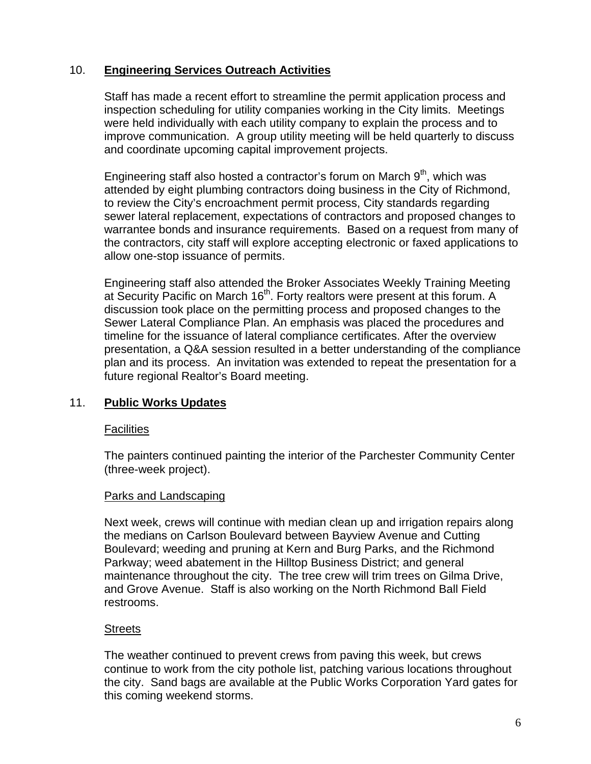## 10. **Engineering Services Outreach Activities**

Staff has made a recent effort to streamline the permit application process and inspection scheduling for utility companies working in the City limits. Meetings were held individually with each utility company to explain the process and to improve communication. A group utility meeting will be held quarterly to discuss and coordinate upcoming capital improvement projects.

Engineering staff also hosted a contractor's forum on March 9th, which was attended by eight plumbing contractors doing business in the City of Richmond, to review the City's encroachment permit process, City standards regarding sewer lateral replacement, expectations of contractors and proposed changes to warrantee bonds and insurance requirements. Based on a request from many of the contractors, city staff will explore accepting electronic or faxed applications to allow one-stop issuance of permits.

Engineering staff also attended the Broker Associates Weekly Training Meeting at Security Pacific on March 16th. Forty realtors were present at this forum. A discussion took place on the permitting process and proposed changes to the Sewer Lateral Compliance Plan. An emphasis was placed the procedures and timeline for the issuance of lateral compliance certificates. After the overview presentation, a Q&A session resulted in a better understanding of the compliance plan and its process. An invitation was extended to repeat the presentation for a future regional Realtor's Board meeting.

## 11. **Public Works Updates**

### Facilities

The painters continued painting the interior of the Parchester Community Center (three-week project).

### Parks and Landscaping

Next week, crews will continue with median clean up and irrigation repairs along the medians on Carlson Boulevard between Bayview Avenue and Cutting Boulevard; weeding and pruning at Kern and Burg Parks, and the Richmond Parkway; weed abatement in the Hilltop Business District; and general maintenance throughout the city. The tree crew will trim trees on Gilma Drive, and Grove Avenue. Staff is also working on the North Richmond Ball Field restrooms.

### Streets

The weather continued to prevent crews from paving this week, but crews continue to work from the city pothole list, patching various locations throughout the city. Sand bags are available at the Public Works Corporation Yard gates for this coming weekend storms.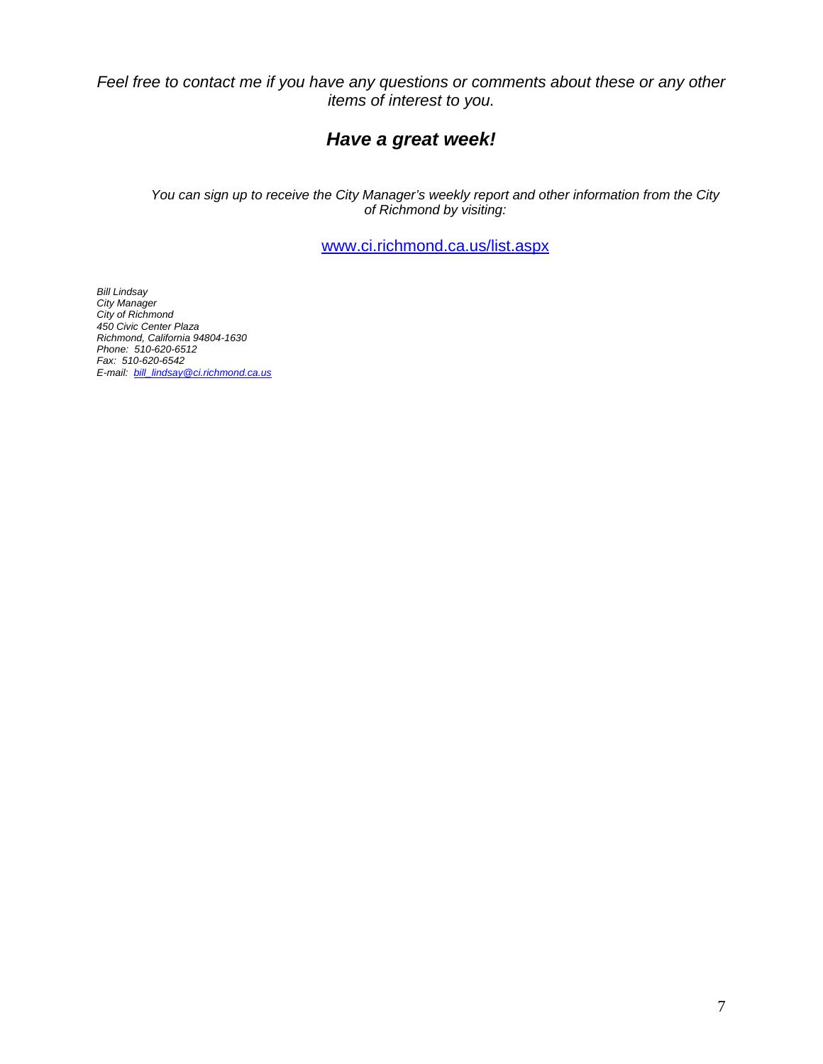*Feel free to contact me if you have any questions or comments about these or any other items of interest to you.*

***Have a great week!***

*You can sign up to receive the City Manager's weekly report and other information from the City of Richmond by visiting:*

[www.ci.richmond.ca.us/list.aspx](http://www.ci.richmond.ca.us/list.aspx)

*Bill Lindsay*
*City Manager*
*City of Richmond*
*450 Civic Center Plaza*
*Richmond, California 94804-1630*
*Phone: 510-620-6512*
*Fax: 510-620-6542*
*E-mail: [bill_lindsay@ci.richmond.ca.us](mailto:bill_lindsay@ci.richmond.ca.us)*